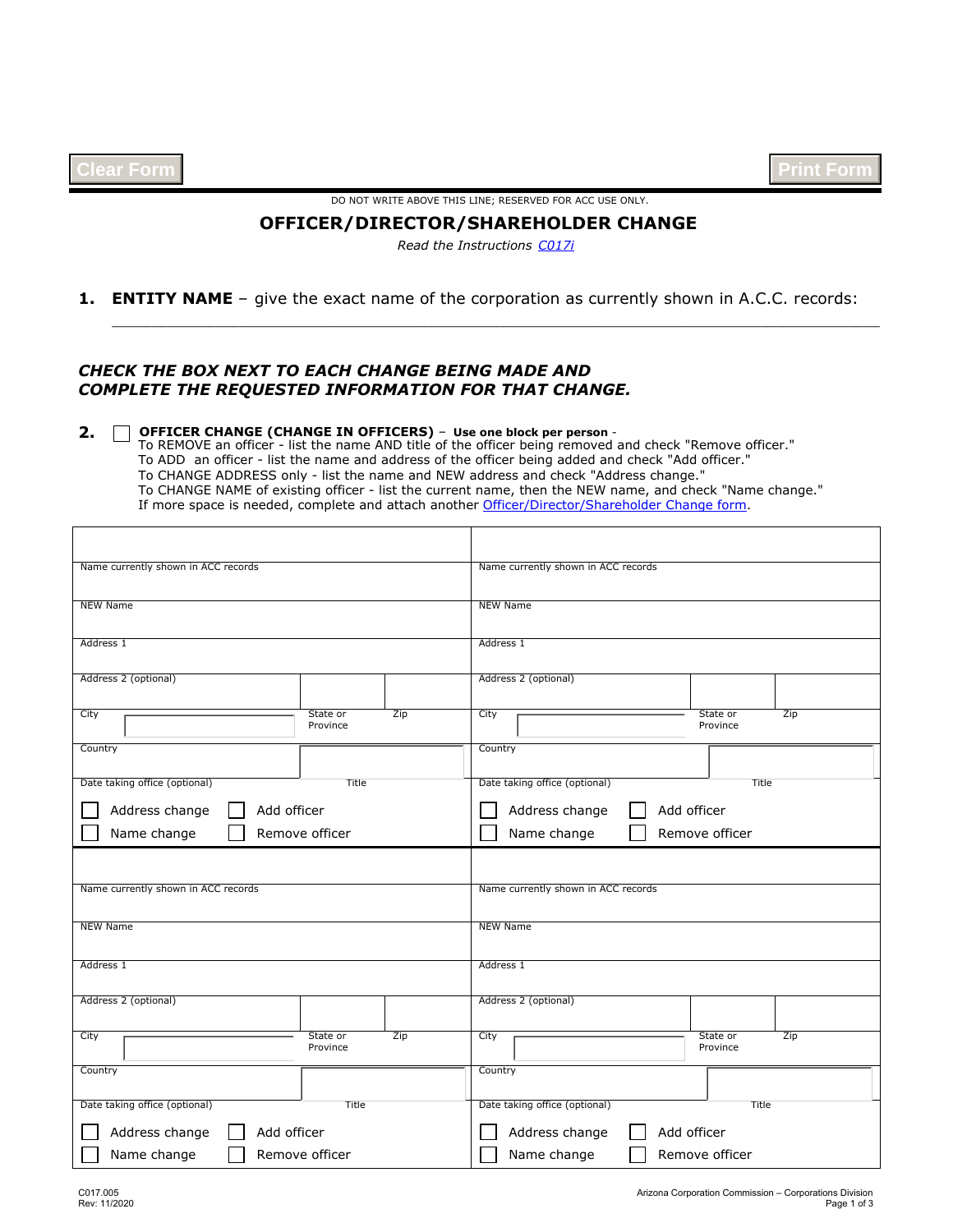Clear Form                                                                                                    Print Form

DO NOT WRITE ABOVE THIS LINE; RESERVED FOR ACC USE ONLY.

# OFFICER/DIRECTOR/SHAREHOLDER CHANGE

*Read the Instructions C017i*

**1. ENTITY NAME** – give the exact name of the corporation as currently shown in A.C.C. records:

_______________________________________________________________________________

***CHECK THE BOX NEXT TO EACH CHANGE BEING MADE AND COMPLETE THE REQUESTED INFORMATION FOR THAT CHANGE.***

**2.** ☐ **OFFICER CHANGE (CHANGE IN OFFICERS)** – **Use one block per person** -
To REMOVE an officer - list the name AND title of the officer being removed and check "Remove officer."
To ADD an officer - list the name and address of the officer being added and check "Add officer."
To CHANGE ADDRESS only - list the name and NEW address and check "Address change."
To CHANGE NAME of existing officer - list the current name, then the NEW name, and check "Name change."
If more space is needed, complete and attach another Officer/Director/Shareholder Change form.

| | |
|---|---|
| Name currently shown in ACC records | Name currently shown in ACC records |
| NEW Name | NEW Name |
| Address 1 | Address 1 |
| Address 2 (optional) | Address 2 (optional) |
| City / State or Province / Zip | City / State or Province / Zip |
| Country | Country |
| Date taking office (optional) / Title | Date taking office (optional) / Title |
| ☐ Address change ☐ Add officer ☐ Name change ☐ Remove officer | ☐ Address change ☐ Add officer ☐ Name change ☐ Remove officer |
| Name currently shown in ACC records | Name currently shown in ACC records |
| NEW Name | NEW Name |
| Address 1 | Address 1 |
| Address 2 (optional) | Address 2 (optional) |
| City / State or Province / Zip | City / State or Province / Zip |
| Country | Country |
| Date taking office (optional) / Title | Date taking office (optional) / Title |
| ☐ Address change ☐ Add officer ☐ Name change ☐ Remove officer | ☐ Address change ☐ Add officer ☐ Name change ☐ Remove officer |

C017.005
Rev: 11/2020

Arizona Corporation Commission – Corporations Division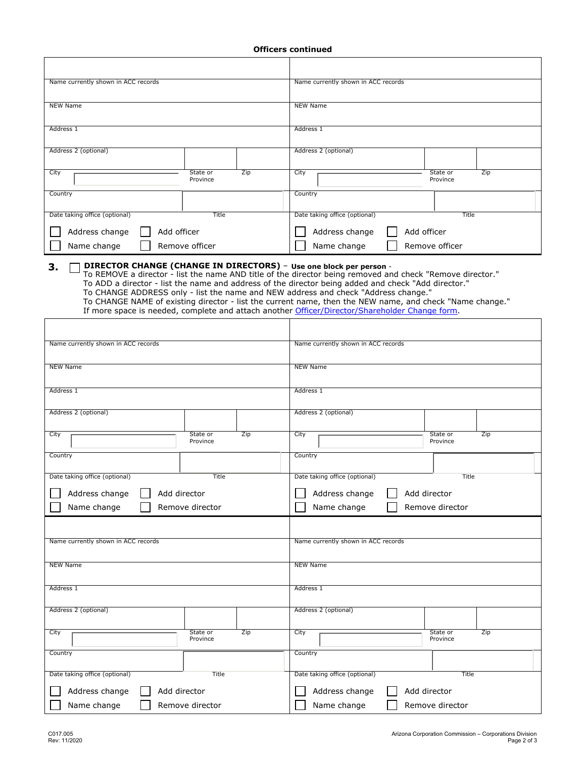**Officers continued**

| | |
|---|---|
| Name currently shown in ACC records | Name currently shown in ACC records |
| NEW Name | NEW Name |
| Address 1 | Address 1 |
| Address 2 (optional) | Address 2 (optional) |
| City / State or Province / Zip | City / State or Province / Zip |
| Country | Country |
| Date taking office (optional) / Title | Date taking office (optional) / Title |
| ☐ Address change ☐ Add officer | ☐ Address change ☐ Add officer |
| ☐ Name change ☐ Remove officer | ☐ Name change ☐ Remove officer |

**3.** ☐ **DIRECTOR CHANGE (CHANGE IN DIRECTORS)** – **Use one block per person** -
To REMOVE a director - list the name AND title of the director being removed and check "Remove director."
To ADD a director - list the name and address of the director being added and check "Add director."
To CHANGE ADDRESS only - list the name and NEW address and check "Address change."
To CHANGE NAME of existing director - list the current name, then the NEW name, and check "Name change."
If more space is needed, complete and attach another Officer/Director/Shareholder Change form.

| | |
|---|---|
| Name currently shown in ACC records | Name currently shown in ACC records |
| NEW Name | NEW Name |
| Address 1 | Address 1 |
| Address 2 (optional) | Address 2 (optional) |
| City / State or Province / Zip | City / State or Province / Zip |
| Country | Country |
| Date taking office (optional) / Title | Date taking office (optional) / Title |
| ☐ Address change ☐ Add director | ☐ Address change ☐ Add director |
| ☐ Name change ☐ Remove director | ☐ Name change ☐ Remove director |

| | |
|---|---|
| Name currently shown in ACC records | Name currently shown in ACC records |
| NEW Name | NEW Name |
| Address 1 | Address 1 |
| Address 2 (optional) | Address 2 (optional) |
| City / State or Province / Zip | City / State or Province / Zip |
| Country | Country |
| Date taking office (optional) / Title | Date taking office (optional) / Title |
| ☐ Address change ☐ Add director | ☐ Address change ☐ Add director |
| ☐ Name change ☐ Remove director | ☐ Name change ☐ Remove director |

C017.005
Rev: 11/2020

Arizona Corporation Commission – Corporations Division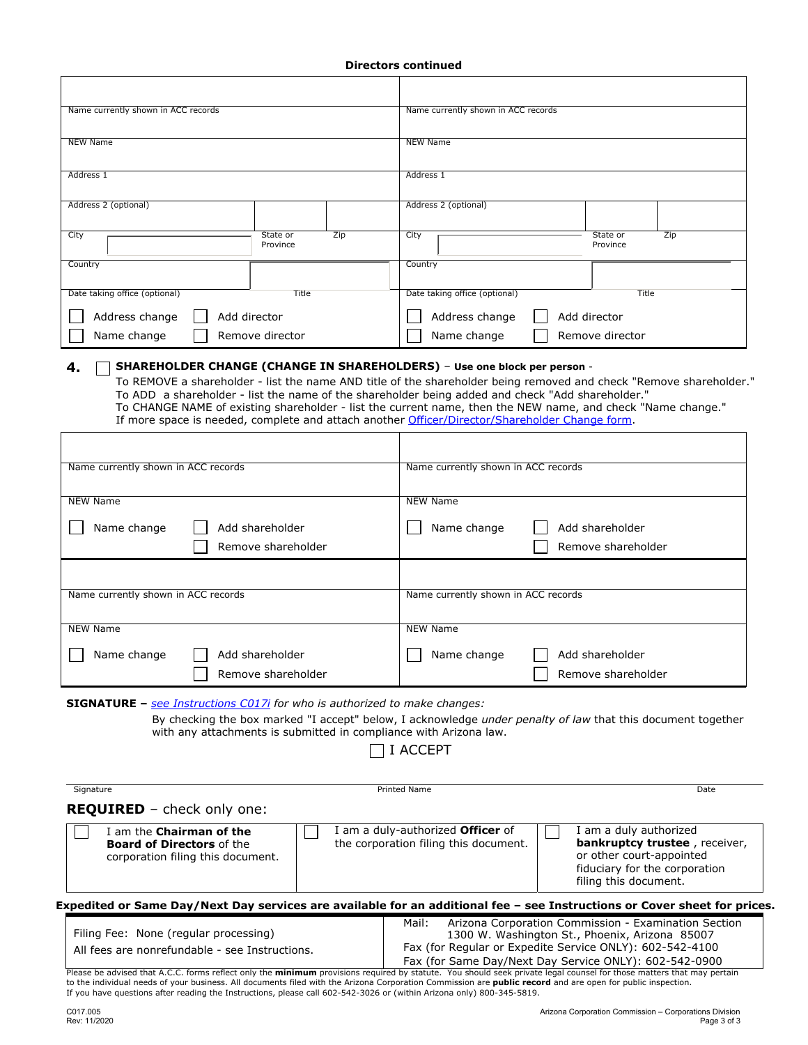**Directors continued**

| | |
|---|---|
| Name currently shown in ACC records | Name currently shown in ACC records |
| NEW Name | NEW Name |
| Address 1 | Address 1 |
| Address 2 (optional) | Address 2 (optional) |
| City / State or Province / Zip | City / State or Province / Zip |
| Country | Country |
| Date taking office (optional) / Title | Date taking office (optional) / Title |
| ☐ Address change ☐ Add director | ☐ Address change ☐ Add director |
| ☐ Name change ☐ Remove director | ☐ Name change ☐ Remove director |

**4.** ☐ **SHAREHOLDER CHANGE (CHANGE IN SHAREHOLDERS)** – **Use one block per person** -

To REMOVE a shareholder - list the name AND title of the shareholder being removed and check "Remove shareholder."
To ADD a shareholder - list the name of the shareholder being added and check "Add shareholder."
To CHANGE NAME of existing shareholder - list the current name, then the NEW name, and check "Name change."
If more space is needed, complete and attach another Officer/Director/Shareholder Change form.

| | |
|---|---|
| Name currently shown in ACC records | Name currently shown in ACC records |
| NEW Name | NEW Name |
| ☐ Name change ☐ Add shareholder | ☐ Name change ☐ Add shareholder |
| ☐ Remove shareholder | ☐ Remove shareholder |
| Name currently shown in ACC records | Name currently shown in ACC records |
| NEW Name | NEW Name |
| ☐ Name change ☐ Add shareholder | ☐ Name change ☐ Add shareholder |
| ☐ Remove shareholder | ☐ Remove shareholder |

**SIGNATURE –** *see Instructions C017i for who is authorized to make changes:*

By checking the box marked "I accept" below, I acknowledge *under penalty of law* that this document together with any attachments is submitted in compliance with Arizona law.

☐ I ACCEPT

Signature | Printed Name | Date

**REQUIRED** – check only one:

| | | |
|---|---|---|
| ☐ I am the **Chairman of the Board of Directors** of the corporation filing this document. | ☐ I am a duly-authorized **Officer** of the corporation filing this document. | ☐ I am a duly authorized **bankruptcy trustee** , receiver, or other court-appointed fiduciary for the corporation filing this document. |

**Expedited or Same Day/Next Day services are available for an additional fee – see Instructions or Cover sheet for prices.**

| | |
|---|---|
| Filing Fee: None (regular processing)<br>All fees are nonrefundable - see Instructions. | Mail: Arizona Corporation Commission - Examination Section<br>1300 W. Washington St., Phoenix, Arizona 85007<br>Fax (for Regular or Expedite Service ONLY): 602-542-4100<br>Fax (for Same Day/Next Day Service ONLY): 602-542-0900 |

Please be advised that A.C.C. forms reflect only the **minimum** provisions required by statute. You should seek private legal counsel for those matters that may pertain to the individual needs of your business. All documents filed with the Arizona Corporation Commission are **public record** and are open for public inspection.
If you have questions after reading the Instructions, please call 602-542-3026 or (within Arizona only) 800-345-5819.

C017.005
Rev: 11/2020

Arizona Corporation Commission – Corporations Division